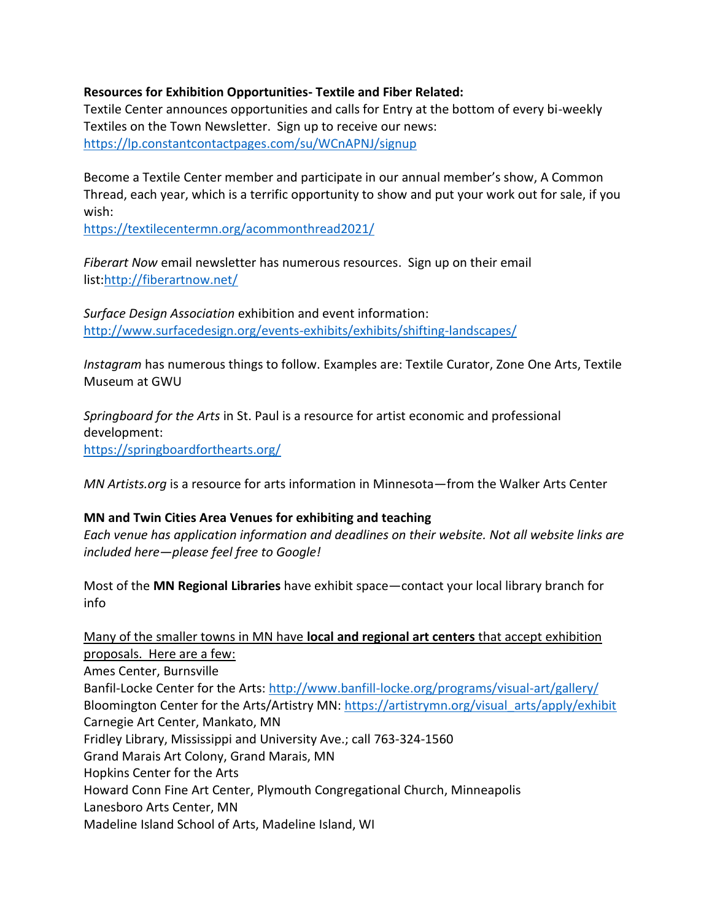**Resources for Exhibition Opportunities- Textile and Fiber Related:**

Textile Center announces opportunities and calls for Entry at the bottom of every bi-weekly Textiles on the Town Newsletter. Sign up to receive our news: https://lp.constantcontactpages.com/su/WCnAPNJ/signup

Become a Textile Center member and participate in our annual member's show, A Common Thread, each year, which is a terrific opportunity to show and put your work out for sale, if you wish:
https://textilecentermn.org/acommonthread2021/

*Fiberart Now* email newsletter has numerous resources. Sign up on their email list:http://fiberartnow.net/

*Surface Design Association* exhibition and event information:
http://www.surfacedesign.org/events-exhibits/exhibits/shifting-landscapes/

*Instagram* has numerous things to follow. Examples are: Textile Curator, Zone One Arts, Textile Museum at GWU

*Springboard for the Arts* in St. Paul is a resource for artist economic and professional development:
https://springboardforthearts.org/

*MN Artists.org* is a resource for arts information in Minnesota—from the Walker Arts Center

**MN and Twin Cities Area Venues for exhibiting and teaching**

*Each venue has application information and deadlines on their website. Not all website links are included here—please feel free to Google!*

Most of the **MN Regional Libraries** have exhibit space—contact your local library branch for info

Many of the smaller towns in MN have **local and regional art centers** that accept exhibition proposals. Here are a few:

Ames Center, Burnsville
Banfil-Locke Center for the Arts: http://www.banfill-locke.org/programs/visual-art/gallery/
Bloomington Center for the Arts/Artistry MN: https://artistrymn.org/visual_arts/apply/exhibit
Carnegie Art Center, Mankato, MN
Fridley Library, Mississippi and University Ave.; call 763-324-1560
Grand Marais Art Colony, Grand Marais, MN
Hopkins Center for the Arts
Howard Conn Fine Art Center, Plymouth Congregational Church, Minneapolis
Lanesboro Arts Center, MN
Madeline Island School of Arts, Madeline Island, WI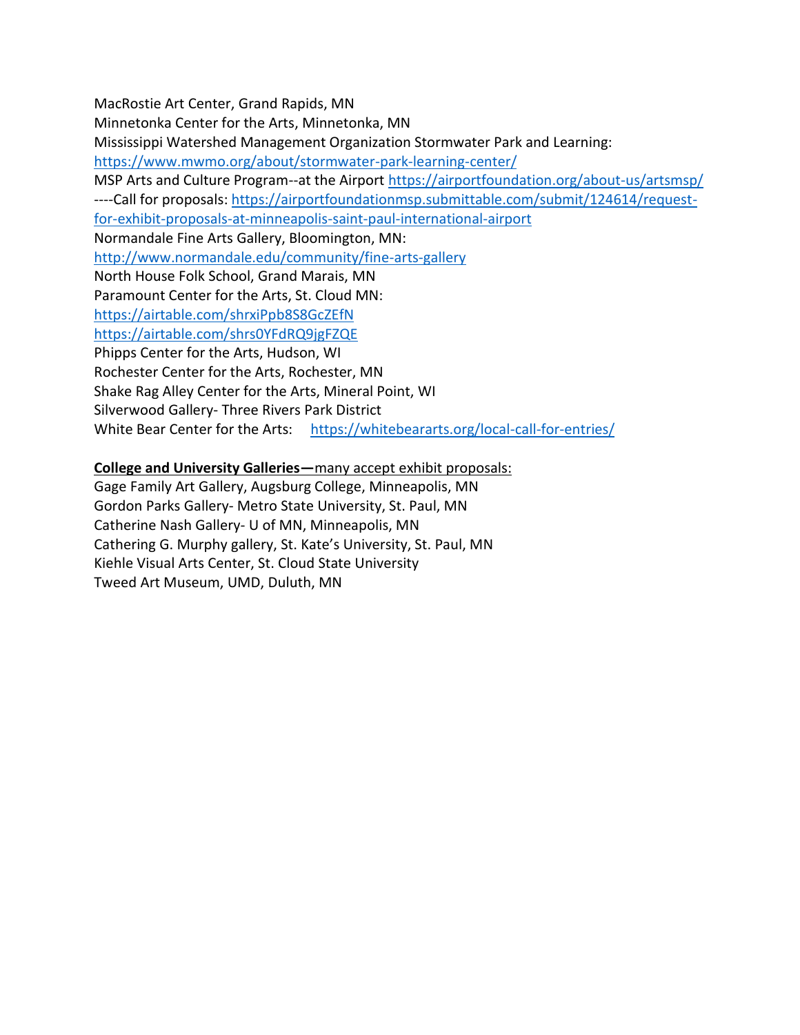MacRostie Art Center, Grand Rapids, MN
Minnetonka Center for the Arts, Minnetonka, MN
Mississippi Watershed Management Organization Stormwater Park and Learning: https://www.mwmo.org/about/stormwater-park-learning-center/
MSP Arts and Culture Program--at the Airport https://airportfoundation.org/about-us/artsmsp/
----Call for proposals: https://airportfoundationmsp.submittable.com/submit/124614/request-for-exhibit-proposals-at-minneapolis-saint-paul-international-airport
Normandale Fine Arts Gallery, Bloomington, MN: http://www.normandale.edu/community/fine-arts-gallery
North House Folk School, Grand Marais, MN
Paramount Center for the Arts, St. Cloud MN:
https://airtable.com/shrxiPpb8S8GcZEfN
https://airtable.com/shrs0YFdRQ9jgFZQE
Phipps Center for the Arts, Hudson, WI
Rochester Center for the Arts, Rochester, MN
Shake Rag Alley Center for the Arts, Mineral Point, WI
Silverwood Gallery- Three Rivers Park District
White Bear Center for the Arts: https://whitebeararts.org/local-call-for-entries/

**College and University Galleries—**many accept exhibit proposals:

Gage Family Art Gallery, Augsburg College, Minneapolis, MN
Gordon Parks Gallery- Metro State University, St. Paul, MN
Catherine Nash Gallery- U of MN, Minneapolis, MN
Cathering G. Murphy gallery, St. Kate's University, St. Paul, MN
Kiehle Visual Arts Center, St. Cloud State University
Tweed Art Museum, UMD, Duluth, MN